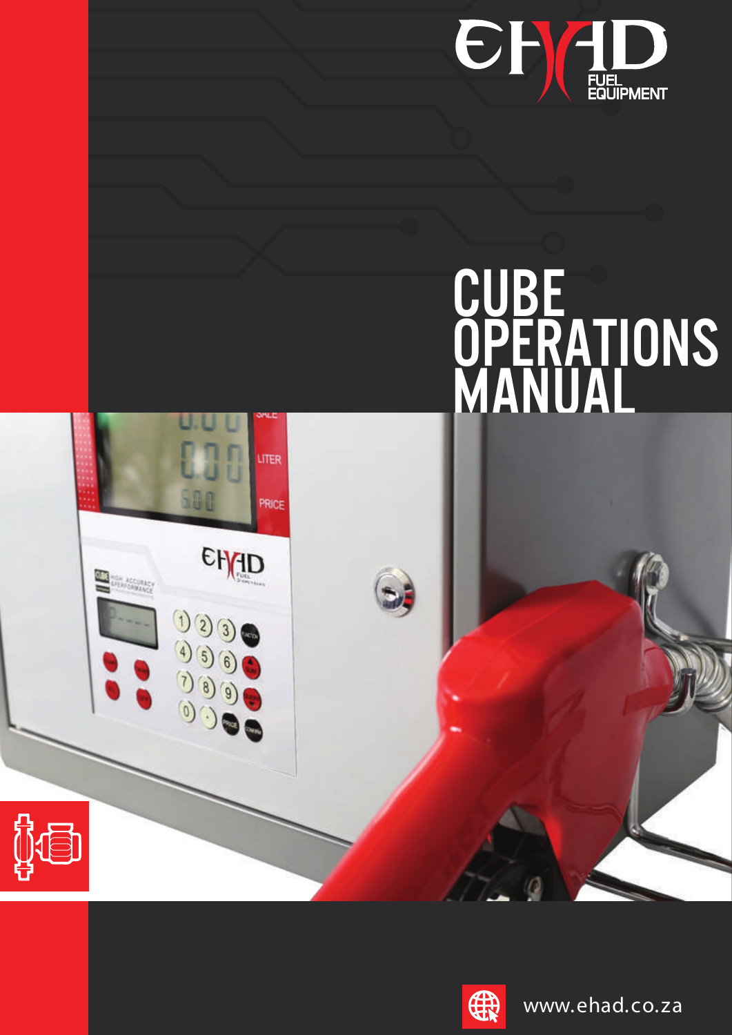EHAD FUEL EQUIPMENT

# CUBE OPERATIONS MANUAL

www.ehad.co.za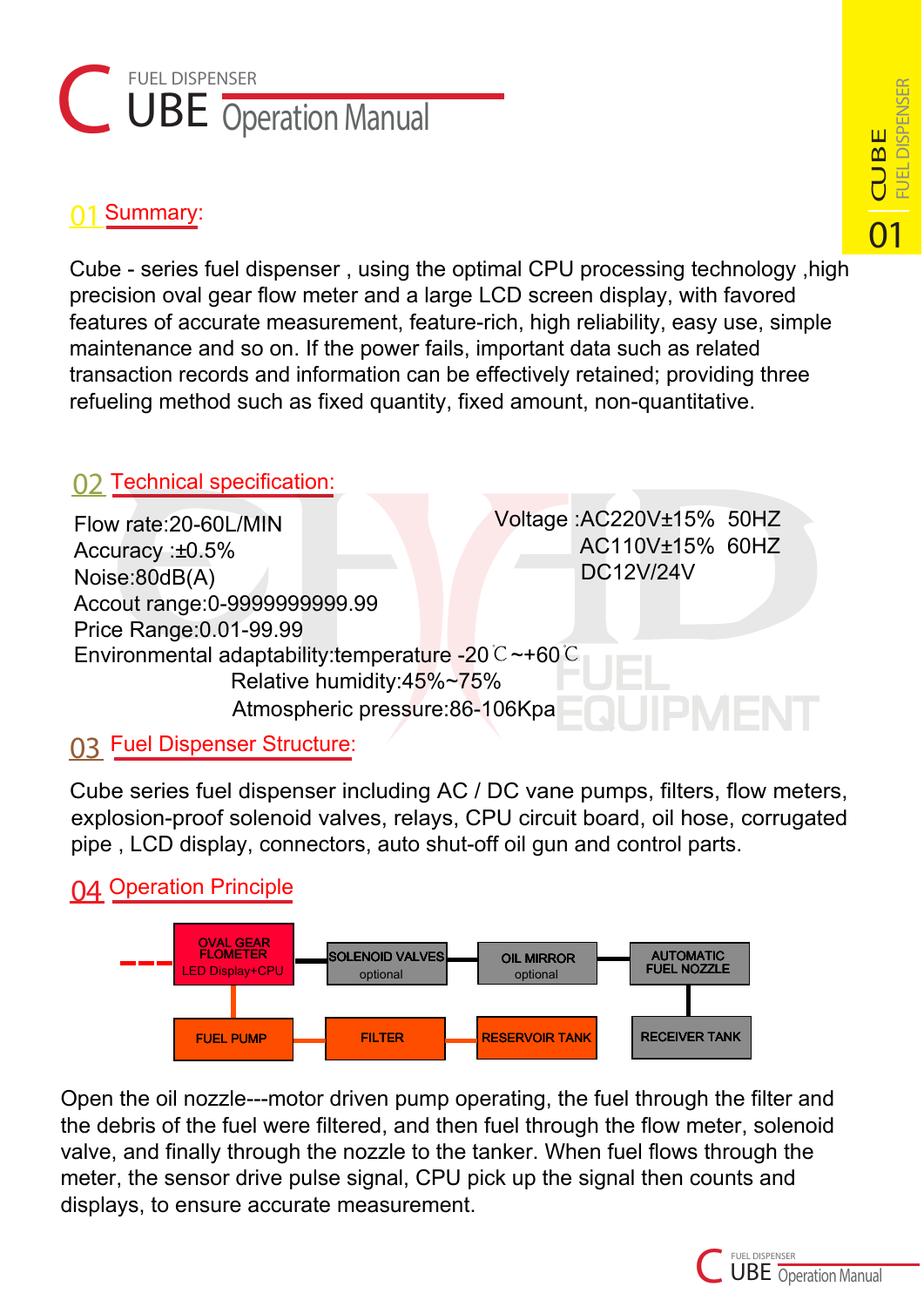# CUBE FUEL DISPENSER Operation Manual

## 01 Summary:

Cube - series fuel dispenser , using the optimal CPU processing technology ,high precision oval gear flow meter and a large LCD screen display, with favored features of accurate measurement, feature-rich, high reliability, easy use, simple maintenance and so on. If the power fails, important data such as related transaction records and information can be effectively retained; providing three refueling method such as fixed quantity, fixed amount, non-quantitative.

## 02 Technical specification:

Flow rate:20-60L/MIN
Accuracy :±0.5%
Noise:80dB(A)
Accout range:0-9999999999.99
Price Range:0.01-99.99
Environmental adaptability:temperature -20℃~+60℃
Relative humidity:45%~75%
Atmospheric pressure:86-106Kpa

Voltage :AC220V±15% 50HZ
AC110V±15% 60HZ
DC12V/24V

## 03 Fuel Dispenser Structure:

Cube series fuel dispenser including AC / DC vane pumps, filters, flow meters, explosion-proof solenoid valves, relays, CPU circuit board, oil hose, corrugated pipe , LCD display, connectors, auto shut-off oil gun and control parts.

## 04 Operation Principle

OVAL GEAR FLOMETER LED Display+CPU — SOLENOID VALVES optional — OIL MIRROR optional — AUTOMATIC FUEL NOZZLE

FUEL PUMP — FILTER — RESERVOIR TANK — RECEIVER TANK

Open the oil nozzle---motor driven pump operating, the fuel through the filter and the debris of the fuel were filtered, and then fuel through the flow meter, solenoid valve, and finally through the nozzle to the tanker. When fuel flows through the meter, the sensor drive pulse signal, CPU pick up the signal then counts and displays, to ensure accurate measurement.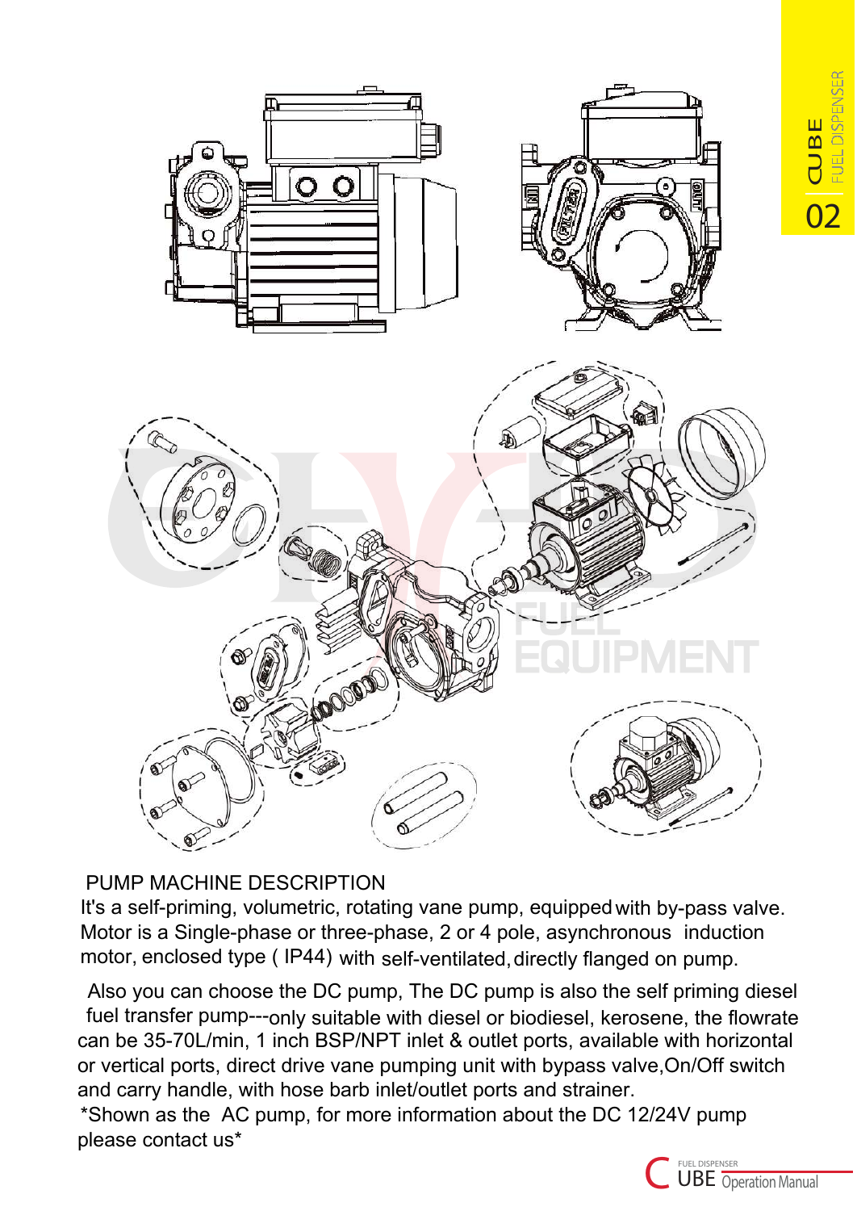## PUMP MACHINE DESCRIPTION

It's a self-priming, volumetric, rotating vane pump, equipped with by-pass valve. Motor is a Single-phase or three-phase, 2 or 4 pole, asynchronous induction motor, enclosed type ( IP44) with self-ventilated, directly flanged on pump.

Also you can choose the DC pump, The DC pump is also the self priming diesel fuel transfer pump---only suitable with diesel or biodiesel, kerosene, the flowrate can be 35-70L/min, 1 inch BSP/NPT inlet & outlet ports, available with horizontal or vertical ports, direct drive vane pumping unit with bypass valve,On/Off switch and carry handle, with hose barb inlet/outlet ports and strainer.

*Shown as the AC pump, for more information about the DC 12/24V pump please contact us*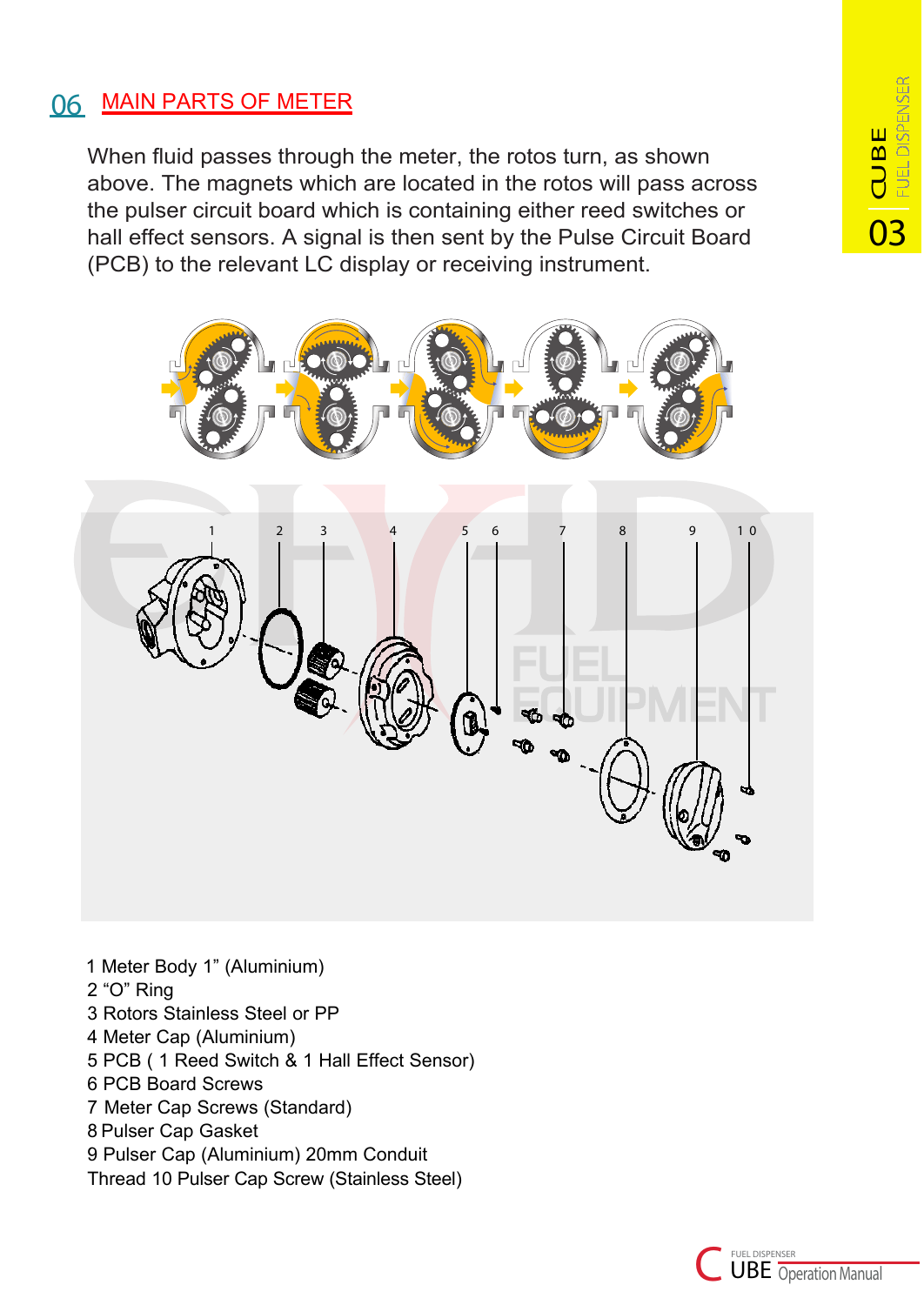## 06 MAIN PARTS OF METER

When fluid passes through the meter, the rotos turn, as shown above. The magnets which are located in the rotos will pass across the pulser circuit board which is containing either reed switches or hall effect sensors. A signal is then sent by the Pulse Circuit Board (PCB) to the relevant LC display or receiving instrument.

1 Meter Body 1” (Aluminium)
2 “O” Ring
3 Rotors Stainless Steel or PP
4 Meter Cap (Aluminium)
5 PCB ( 1 Reed Switch & 1 Hall Effect Sensor)
6 PCB Board Screws
7 Meter Cap Screws (Standard)
8 Pulser Cap Gasket
9 Pulser Cap (Aluminium) 20mm Conduit
Thread 10 Pulser Cap Screw (Stainless Steel)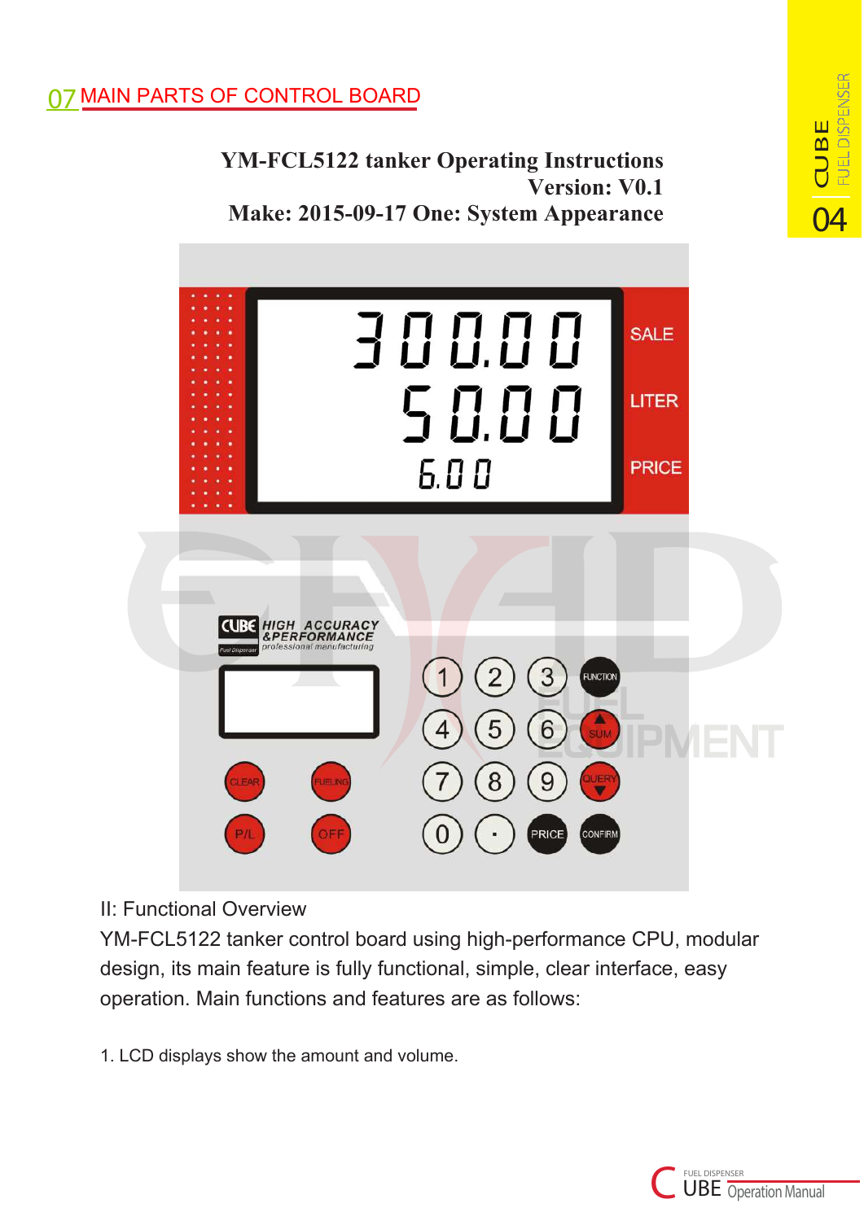## 07 MAIN PARTS OF CONTROL BOARD

**YM-FCL5122 tanker Operating Instructions**
**Version: V0.1**
**Make: 2015-09-17 One: System Appearance**

II: Functional Overview

YM-FCL5122 tanker control board using high-performance CPU, modular design, its main feature is fully functional, simple, clear interface, easy operation. Main functions and features are as follows:

1. LCD displays show the amount and volume.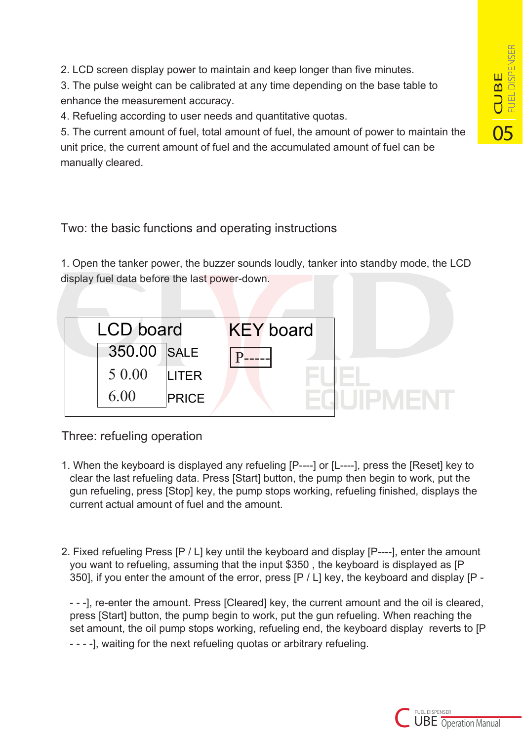2. LCD screen display power to maintain and keep longer than five minutes.
3. The pulse weight can be calibrated at any time depending on the base table to enhance the measurement accuracy.
4. Refueling according to user needs and quantitative quotas.
5. The current amount of fuel, total amount of fuel, the amount of power to maintain the unit price, the current amount of fuel and the accumulated amount of fuel can be manually cleared.

## Two: the basic functions and operating instructions

1. Open the tanker power, the buzzer sounds loudly, tanker into standby mode, the LCD display fuel data before the last power-down.

| LCD board | | KEY board |
|---|---|---|
| 350.00 | SALE | P----- |
| 5 0.00 | LITER | |
| 6.00 | PRICE | |

## Three: refueling operation

1. When the keyboard is displayed any refueling [P----] or [L----], press the [Reset] key to clear the last refueling data. Press [Start] button, the pump then begin to work, put the gun refueling, press [Stop] key, the pump stops working, refueling finished, displays the current actual amount of fuel and the amount.

2. Fixed refueling Press [P / L] key until the keyboard and display [P----], enter the amount you want to refueling, assuming that the input $350 , the keyboard is displayed as [P 350], if you enter the amount of the error, press [P / L] key, the keyboard and display [P - - - -], re-enter the amount. Press [Cleared] key, the current amount and the oil is cleared, press [Start] button, the pump begin to work, put the gun refueling. When reaching the set amount, the oil pump stops working, refueling end, the keyboard display reverts to [P - - - -], waiting for the next refueling quotas or arbitrary refueling.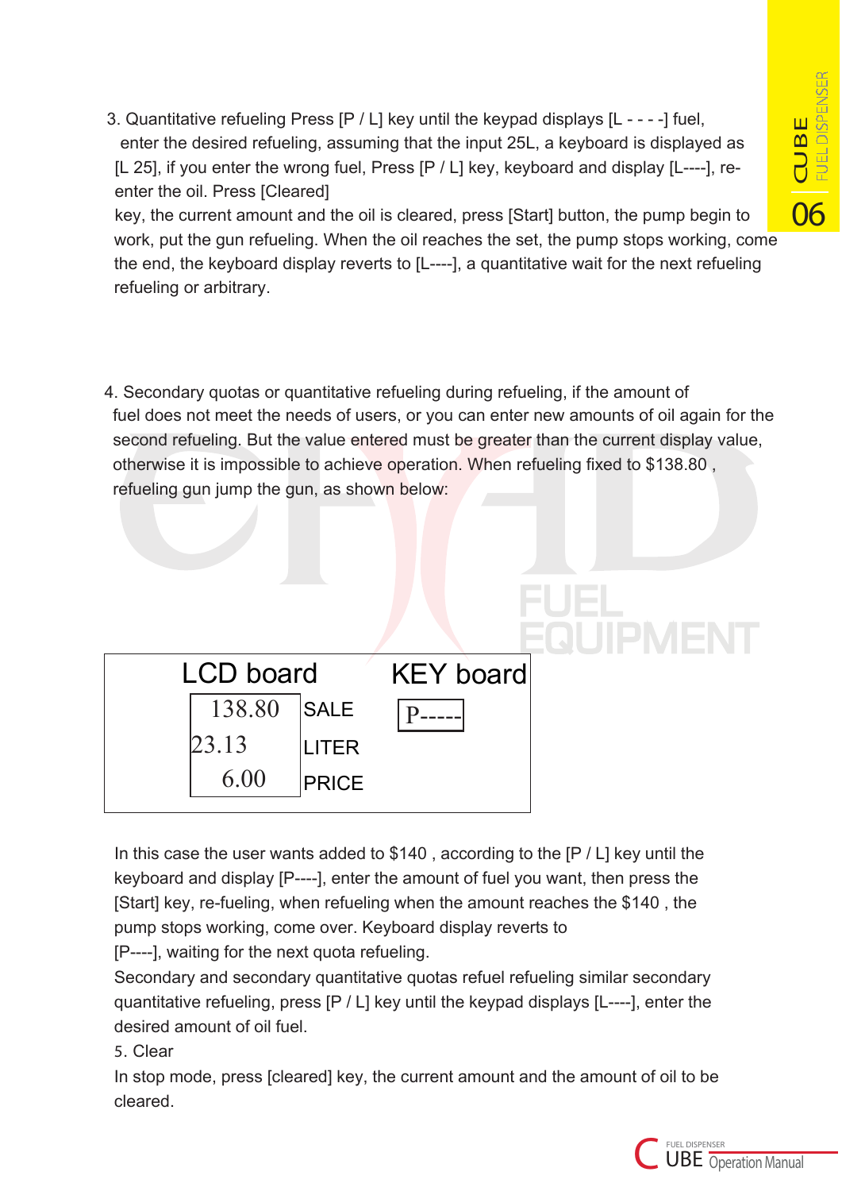3. Quantitative refueling Press [P / L] key until the keypad displays [L - - - -] fuel, enter the desired refueling, assuming that the input 25L, a keyboard is displayed as [L 25], if you enter the wrong fuel, Press [P / L] key, keyboard and display [L----], re-enter the oil. Press [Cleared] key, the current amount and the oil is cleared, press [Start] button, the pump begin to work, put the gun refueling. When the oil reaches the set, the pump stops working, come the end, the keyboard display reverts to [L----], a quantitative wait for the next refueling refueling or arbitrary.

4. Secondary quotas or quantitative refueling during refueling, if the amount of fuel does not meet the needs of users, or you can enter new amounts of oil again for the second refueling. But the value entered must be greater than the current display value, otherwise it is impossible to achieve operation. When refueling fixed to $138.80 , refueling gun jump the gun, as shown below:

| LCD board | | KEY board |
|---|---|---|
| 138.80 | SALE | P----- |
| 23.13 | LITER | |
| 6.00 | PRICE | |

In this case the user wants added to $140 , according to the [P / L] key until the keyboard and display [P----], enter the amount of fuel you want, then press the [Start] key, re-fueling, when refueling when the amount reaches the $140 , the pump stops working, come over. Keyboard display reverts to [P----], waiting for the next quota refueling.

Secondary and secondary quantitative quotas refuel refueling similar secondary quantitative refueling, press [P / L] key until the keypad displays [L----], enter the desired amount of oil fuel.

5. Clear

In stop mode, press [cleared] key, the current amount and the amount of oil to be cleared.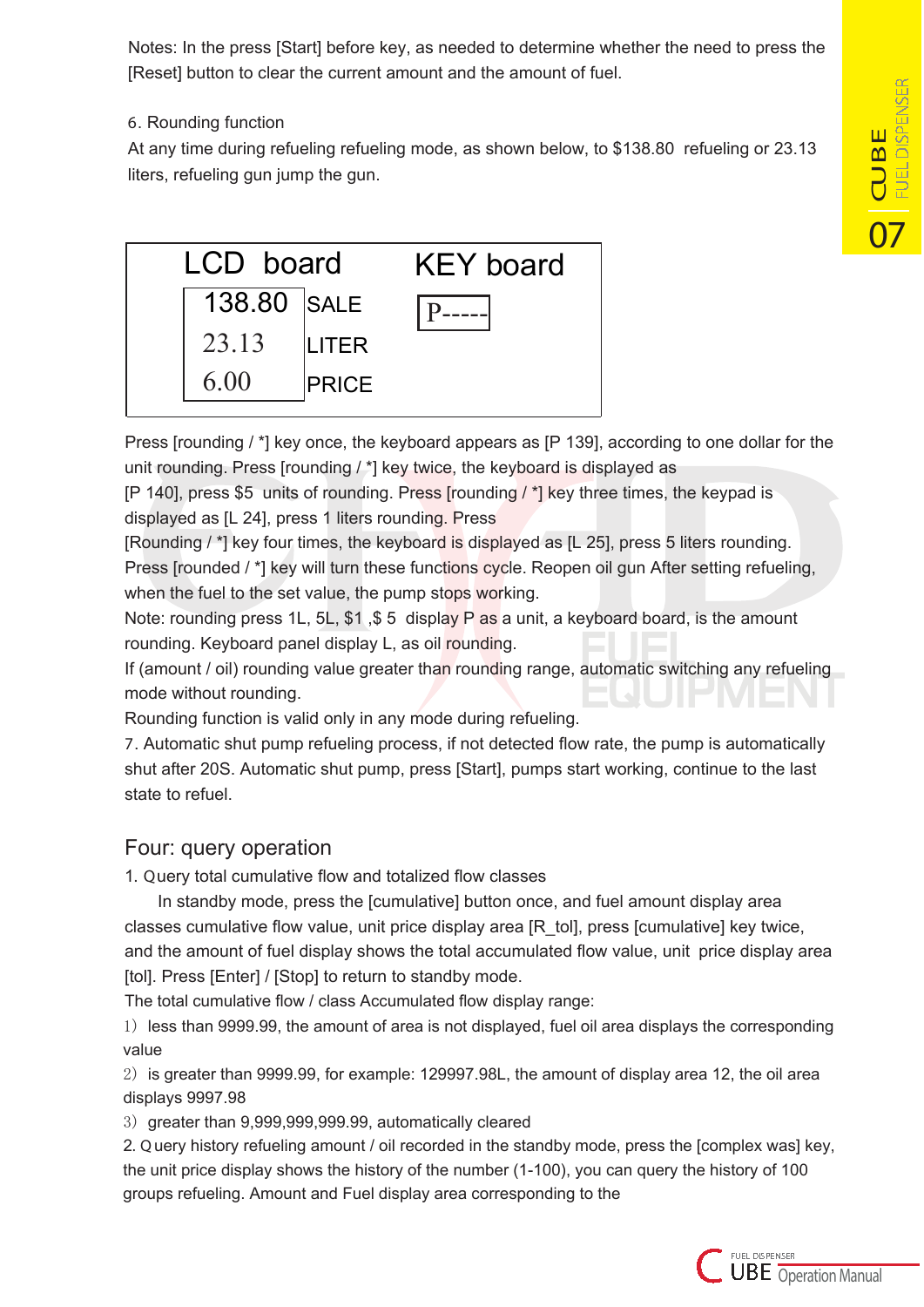Notes: In the press [Start] before key, as needed to determine whether the need to press the [Reset] button to clear the current amount and the amount of fuel.

6. Rounding function

At any time during refueling refueling mode, as shown below, to $138.80 refueling or 23.13 liters, refueling gun jump the gun.

| LCD board | | KEY board |
|---|---|---|
| 138.80 | SALE | P----- |
| 23.13 | LITER | |
| 6.00 | PRICE | |

Press [rounding / *] key once, the keyboard appears as [P 139], according to one dollar for the unit rounding. Press [rounding / *] key twice, the keyboard is displayed as [P 140], press $5 units of rounding. Press [rounding / *] key three times, the keypad is displayed as [L 24], press 1 liters rounding. Press [Rounding / *] key four times, the keyboard is displayed as [L 25], press 5 liters rounding. Press [rounded / *] key will turn these functions cycle. Reopen oil gun After setting refueling, when the fuel to the set value, the pump stops working.

Note: rounding press 1L, 5L, $1 ,$ 5 display P as a unit, a keyboard board, is the amount rounding. Keyboard panel display L, as oil rounding.

If (amount / oil) rounding value greater than rounding range, automatic switching any refueling mode without rounding.

Rounding function is valid only in any mode during refueling.

7. Automatic shut pump refueling process, if not detected flow rate, the pump is automatically shut after 20S. Automatic shut pump, press [Start], pumps start working, continue to the last state to refuel.

## Four: query operation

1. Query total cumulative flow and totalized flow classes

In standby mode, press the [cumulative] button once, and fuel amount display area classes cumulative flow value, unit price display area [R_tol], press [cumulative] key twice, and the amount of fuel display shows the total accumulated flow value, unit price display area [tol]. Press [Enter] / [Stop] to return to standby mode.

The total cumulative flow / class Accumulated flow display range:

1) less than 9999.99, the amount of area is not displayed, fuel oil area displays the corresponding value

2) is greater than 9999.99, for example: 129997.98L, the amount of display area 12, the oil area displays 9997.98

3) greater than 9,999,999,999.99, automatically cleared

2. Query history refueling amount / oil recorded in the standby mode, press the [complex was] key, the unit price display shows the history of the number (1-100), you can query the history of 100 groups refueling. Amount and Fuel display area corresponding to the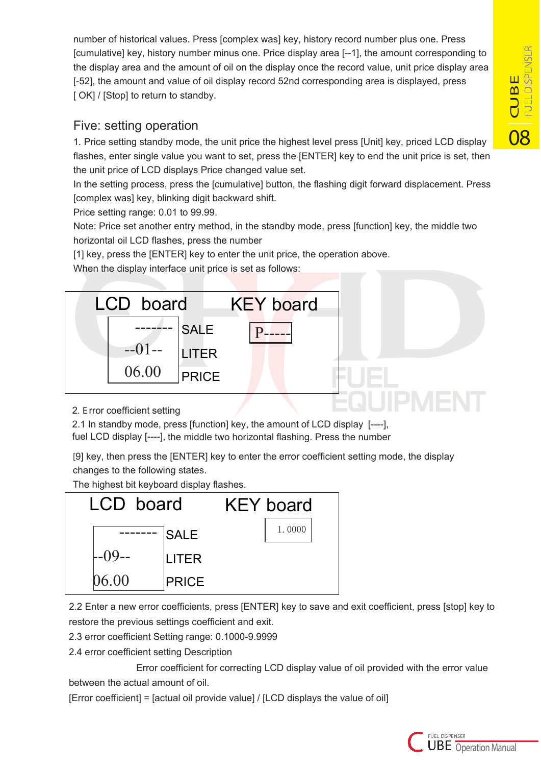number of historical values. Press [complex was] key, history record number plus one. Press [cumulative] key, history number minus one. Price display area [--1], the amount corresponding to the display area and the amount of oil on the display once the record value, unit price display area [-52], the amount and value of oil display record 52nd corresponding area is displayed, press [ OK] / [Stop] to return to standby.

## Five: setting operation

1. Price setting standby mode, the unit price the highest level press [Unit] key, priced LCD display flashes, enter single value you want to set, press the [ENTER] key to end the unit price is set, then the unit price of LCD displays Price changed value set.

In the setting process, press the [cumulative] button, the flashing digit forward displacement. Press [complex was] key, blinking digit backward shift.

Price setting range: 0.01 to 99.99.

Note: Price set another entry method, in the standby mode, press [function] key, the middle two horizontal oil LCD flashes, press the number

[1] key, press the [ENTER] key to enter the unit price, the operation above.

When the display interface unit price is set as follows:

| LCD board | | KEY board |
|---|---|---|
| ------- | SALE | P----- |
| --01-- | LITER | |
| 06.00 | PRICE | |

2. Error coefficient setting

2.1 In standby mode, press [function] key, the amount of LCD display [----], fuel LCD display [----], the middle two horizontal flashing. Press the number

[9] key, then press the [ENTER] key to enter the error coefficient setting mode, the display changes to the following states.

The highest bit keyboard display flashes.

| LCD board | | KEY board |
|---|---|---|
| ------- | SALE | 1. 0000 |
| --09-- | LITER | |
| 06.00 | PRICE | |

2.2 Enter a new error coefficients, press [ENTER] key to save and exit coefficient, press [stop] key to restore the previous settings coefficient and exit.

2.3 error coefficient Setting range: 0.1000-9.9999

2.4 error coefficient setting Description

Error coefficient for correcting LCD display value of oil provided with the error value between the actual amount of oil.

[Error coefficient] = [actual oil provide value] / [LCD displays the value of oil]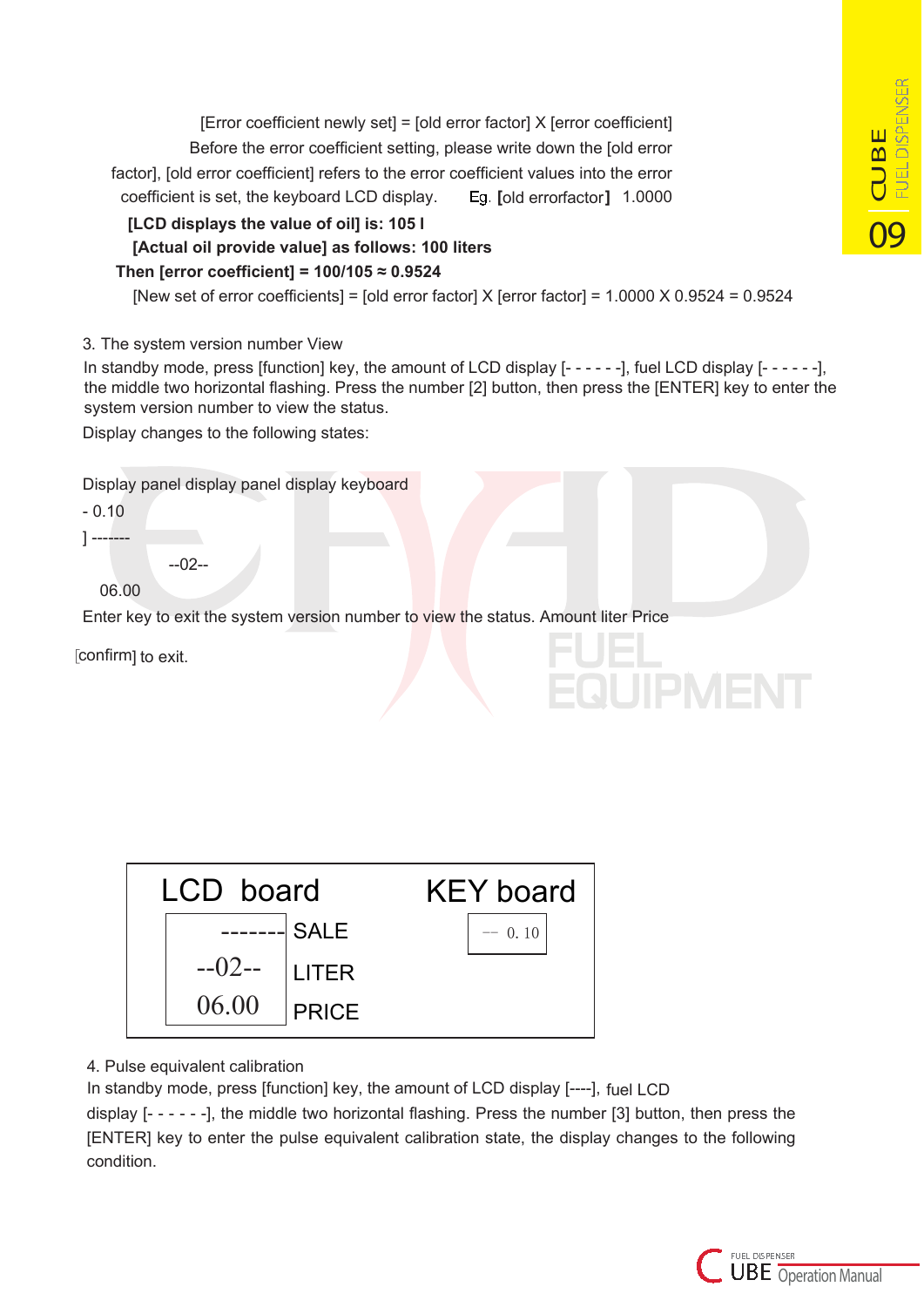[Error coefficient newly set] = [old error factor] X [error coefficient]

Before the error coefficient setting, please write down the [old error factor], [old error coefficient] refers to the error coefficient values into the error coefficient is set, the keyboard LCD display. Eg. [old errorfactor] 1.0000

**[LCD displays the value of oil] is: 105 l**

**[Actual oil provide value] as follows: 100 liters**

**Then [error coefficient] = 100/105 ≈ 0.9524**

[New set of error coefficients] = [old error factor] X [error factor] = 1.0000 X 0.9524 = 0.9524

3. The system version number View

In standby mode, press [function] key, the amount of LCD display [- - - - - -], fuel LCD display [- - - - - -], the middle two horizontal flashing. Press the number [2] button, then press the [ENTER] key to enter the system version number to view the status.

Display changes to the following states:

Display panel display panel display keyboard

- 0.10

] -------

--02--

06.00

Enter key to exit the system version number to view the status. Amount liter Price

[confirm] to exit.

| LCD board | | KEY board |
|---|---|---|
| ------- | SALE | -- 0. 10 |
| --02-- | LITER | |
| 06.00 | PRICE | |

4. Pulse equivalent calibration

In standby mode, press [function] key, the amount of LCD display [----], fuel LCD display [- - - - - -], the middle two horizontal flashing. Press the number [3] button, then press the [ENTER] key to enter the pulse equivalent calibration state, the display changes to the following condition.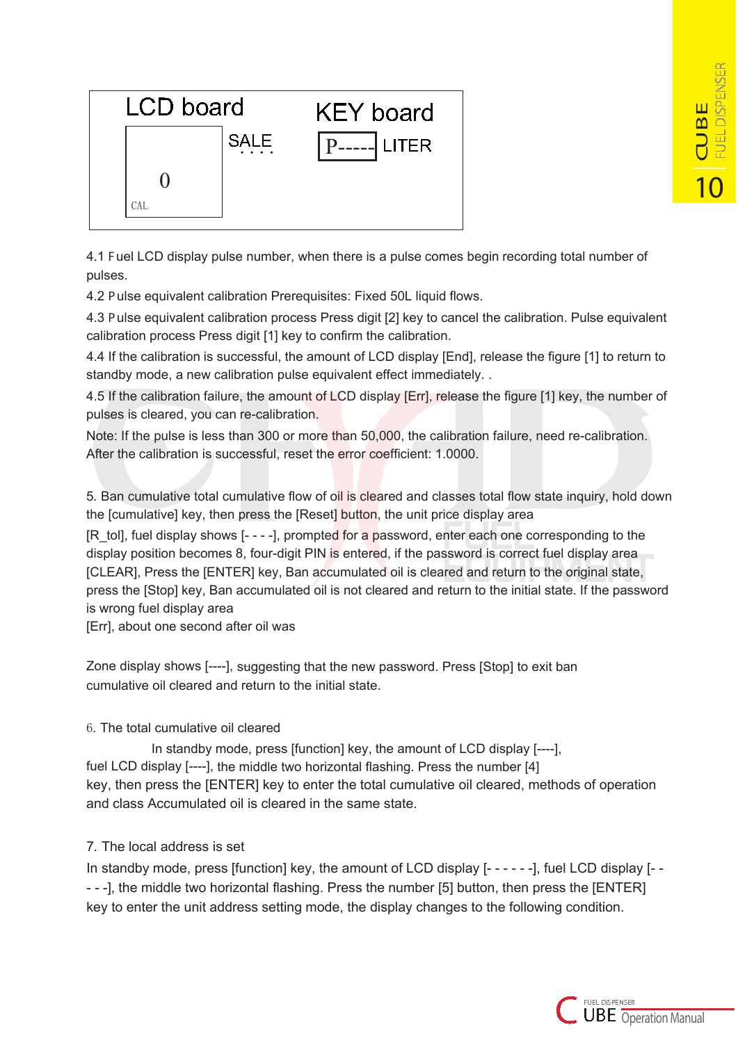| LCD board | | KEY board | |
| --- | --- | --- | --- |
| 0<br>CAL | SALE | P----- | LITER |

4.1 Fuel LCD display pulse number, when there is a pulse comes begin recording total number of pulses.

4.2 Pulse equivalent calibration Prerequisites: Fixed 50L liquid flows.

4.3 Pulse equivalent calibration process Press digit [2] key to cancel the calibration. Pulse equivalent calibration process Press digit [1] key to confirm the calibration.

4.4 If the calibration is successful, the amount of LCD display [End], release the figure [1] to return to standby mode, a new calibration pulse equivalent effect immediately. .

4.5 If the calibration failure, the amount of LCD display [Err], release the figure [1] key, the number of pulses is cleared, you can re-calibration.

Note: If the pulse is less than 300 or more than 50,000, the calibration failure, need re-calibration. After the calibration is successful, reset the error coefficient: 1.0000.

5. Ban cumulative total cumulative flow of oil is cleared and classes total flow state inquiry, hold down the [cumulative] key, then press the [Reset] button, the unit price display area

[R_tol], fuel display shows [- - - -], prompted for a password, enter each one corresponding to the display position becomes 8, four-digit PIN is entered, if the password is correct fuel display area [CLEAR], Press the [ENTER] key, Ban accumulated oil is cleared and return to the original state, press the [Stop] key, Ban accumulated oil is not cleared and return to the initial state. If the password is wrong fuel display area

[Err], about one second after oil was

Zone display shows [----], suggesting that the new password. Press [Stop] to exit ban cumulative oil cleared and return to the initial state.

6. The total cumulative oil cleared

In standby mode, press [function] key, the amount of LCD display [----], fuel LCD display [----], the middle two horizontal flashing. Press the number [4] key, then press the [ENTER] key to enter the total cumulative oil cleared, methods of operation and class Accumulated oil is cleared in the same state.

7. The local address is set

In standby mode, press [function] key, the amount of LCD display [- - - - - -], fuel LCD display [- - - - -], the middle two horizontal flashing. Press the number [5] button, then press the [ENTER] key to enter the unit address setting mode, the display changes to the following condition.